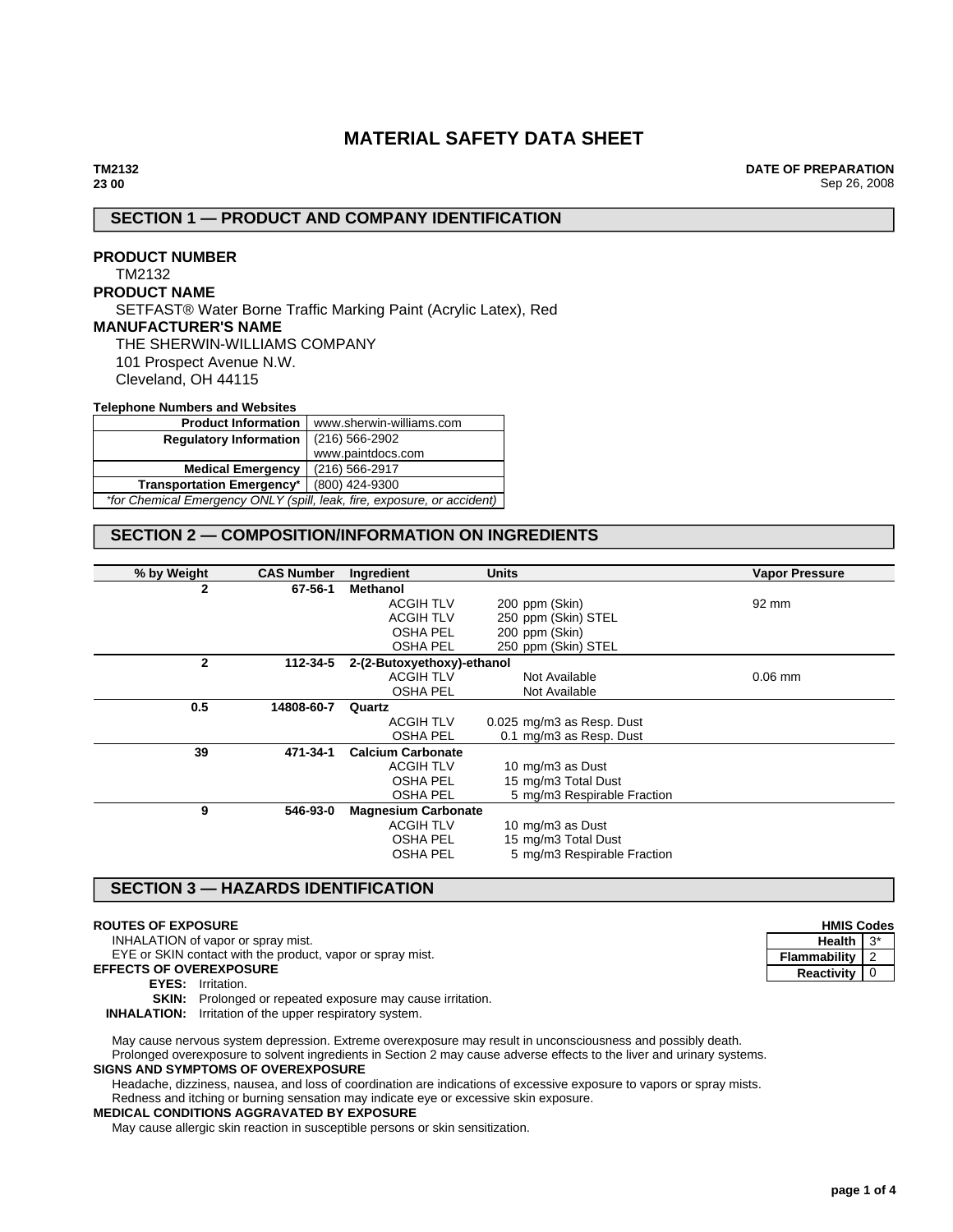# MATERIAL SAFETY DATA SHEET

**TM2132**
**23 00**

**DATE OF PREPARATION**
Sep 26, 2008

## SECTION 1 — PRODUCT AND COMPANY IDENTIFICATION

**PRODUCT NUMBER**
TM2132

**PRODUCT NAME**
SETFAST® Water Borne Traffic Marking Paint (Acrylic Latex), Red

**MANUFACTURER'S NAME**
THE SHERWIN-WILLIAMS COMPANY
101 Prospect Avenue N.W.
Cleveland, OH 44115

**Telephone Numbers and Websites**

| | |
|---|---|
| **Product Information** | www.sherwin-williams.com |
| **Regulatory Information** | (216) 566-2902<br>www.paintdocs.com |
| **Medical Emergency** | (216) 566-2917 |
| **Transportation Emergency*** | (800) 424-9300 |

*\*for Chemical Emergency ONLY (spill, leak, fire, exposure, or accident)*

## SECTION 2 — COMPOSITION/INFORMATION ON INGREDIENTS

| % by Weight | CAS Number | Ingredient | Units | Vapor Pressure |
|---|---|---|---|---|
| 2 | 67-56-1 | **Methanol** | | |
| | | ACGIH TLV | 200 ppm (Skin) | 92 mm |
| | | ACGIH TLV | 250 ppm (Skin) STEL | |
| | | OSHA PEL | 200 ppm (Skin) | |
| | | OSHA PEL | 250 ppm (Skin) STEL | |
| 2 | 112-34-5 | **2-(2-Butoxyethoxy)-ethanol** | | |
| | | ACGIH TLV | Not Available | 0.06 mm |
| | | OSHA PEL | Not Available | |
| 0.5 | 14808-60-7 | **Quartz** | | |
| | | ACGIH TLV | 0.025 mg/m3 as Resp. Dust | |
| | | OSHA PEL | 0.1 mg/m3 as Resp. Dust | |
| 39 | 471-34-1 | **Calcium Carbonate** | | |
| | | ACGIH TLV | 10 mg/m3 as Dust | |
| | | OSHA PEL | 15 mg/m3 Total Dust | |
| | | OSHA PEL | 5 mg/m3 Respirable Fraction | |
| 9 | 546-93-0 | **Magnesium Carbonate** | | |
| | | ACGIH TLV | 10 mg/m3 as Dust | |
| | | OSHA PEL | 15 mg/m3 Total Dust | |
| | | OSHA PEL | 5 mg/m3 Respirable Fraction | |

## SECTION 3 — HAZARDS IDENTIFICATION

| HMIS Codes | |
|---|---|
| Health | 3* |
| Flammability | 2 |
| Reactivity | 0 |

**ROUTES OF EXPOSURE**
INHALATION of vapor or spray mist.
EYE or SKIN contact with the product, vapor or spray mist.

**EFFECTS OF OVEREXPOSURE**
**EYES:** Irritation.
**SKIN:** Prolonged or repeated exposure may cause irritation.
**INHALATION:** Irritation of the upper respiratory system.

May cause nervous system depression. Extreme overexposure may result in unconsciousness and possibly death.
Prolonged overexposure to solvent ingredients in Section 2 may cause adverse effects to the liver and urinary systems.

**SIGNS AND SYMPTOMS OF OVEREXPOSURE**
Headache, dizziness, nausea, and loss of coordination are indications of excessive exposure to vapors or spray mists.
Redness and itching or burning sensation may indicate eye or excessive skin exposure.

**MEDICAL CONDITIONS AGGRAVATED BY EXPOSURE**
May cause allergic skin reaction in susceptible persons or skin sensitization.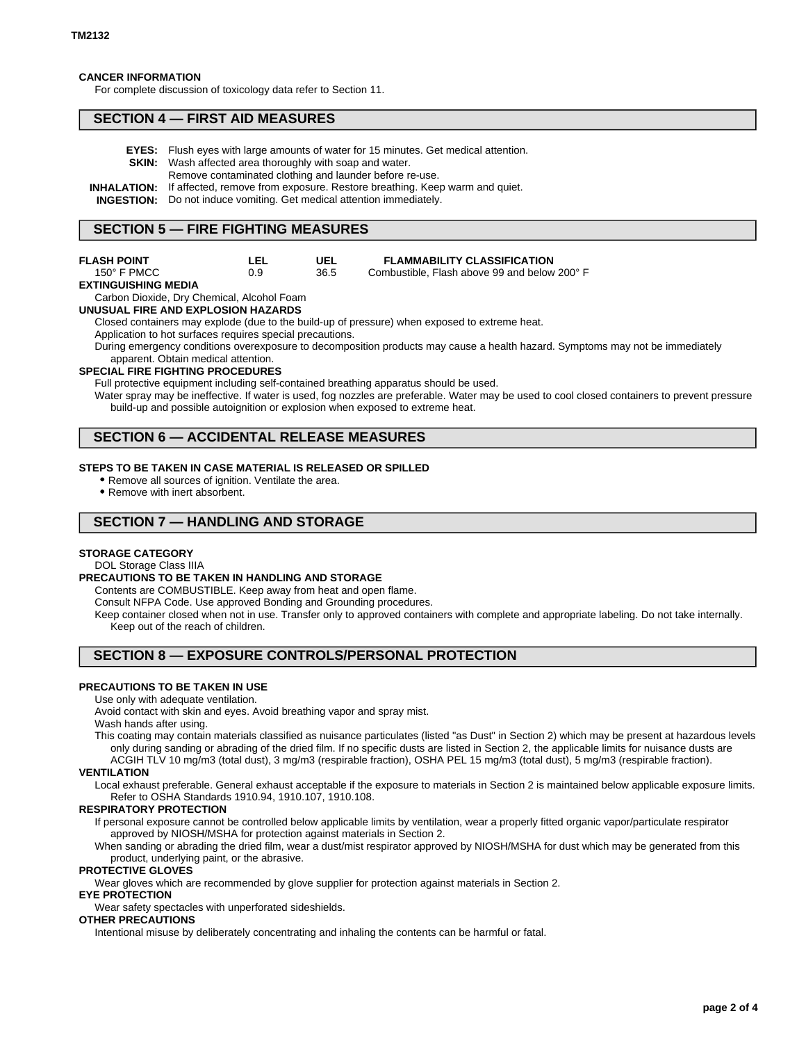**CANCER INFORMATION**

For complete discussion of toxicology data refer to Section 11.

## SECTION 4 — FIRST AID MEASURES

**EYES:** Flush eyes with large amounts of water for 15 minutes. Get medical attention.

**SKIN:** Wash affected area thoroughly with soap and water.
Remove contaminated clothing and launder before re-use.

**INHALATION:** If affected, remove from exposure. Restore breathing. Keep warm and quiet.

**INGESTION:** Do not induce vomiting. Get medical attention immediately.

## SECTION 5 — FIRE FIGHTING MEASURES

| FLASH POINT | LEL | UEL | FLAMMABILITY CLASSIFICATION |
|---|---|---|---|
| 150° F PMCC | 0.9 | 36.5 | Combustible, Flash above 99 and below 200° F |

**EXTINGUISHING MEDIA**

Carbon Dioxide, Dry Chemical, Alcohol Foam

**UNUSUAL FIRE AND EXPLOSION HAZARDS**

Closed containers may explode (due to the build-up of pressure) when exposed to extreme heat.

Application to hot surfaces requires special precautions.

During emergency conditions overexposure to decomposition products may cause a health hazard. Symptoms may not be immediately apparent. Obtain medical attention.

**SPECIAL FIRE FIGHTING PROCEDURES**

Full protective equipment including self-contained breathing apparatus should be used.

Water spray may be ineffective. If water is used, fog nozzles are preferable. Water may be used to cool closed containers to prevent pressure build-up and possible autoignition or explosion when exposed to extreme heat.

## SECTION 6 — ACCIDENTAL RELEASE MEASURES

**STEPS TO BE TAKEN IN CASE MATERIAL IS RELEASED OR SPILLED**

- Remove all sources of ignition. Ventilate the area.
- Remove with inert absorbent.

## SECTION 7 — HANDLING AND STORAGE

**STORAGE CATEGORY**

DOL Storage Class IIIA

**PRECAUTIONS TO BE TAKEN IN HANDLING AND STORAGE**

Contents are COMBUSTIBLE. Keep away from heat and open flame.

Consult NFPA Code. Use approved Bonding and Grounding procedures.

Keep container closed when not in use. Transfer only to approved containers with complete and appropriate labeling. Do not take internally. Keep out of the reach of children.

## SECTION 8 — EXPOSURE CONTROLS/PERSONAL PROTECTION

**PRECAUTIONS TO BE TAKEN IN USE**

Use only with adequate ventilation.

Avoid contact with skin and eyes. Avoid breathing vapor and spray mist.

Wash hands after using.

This coating may contain materials classified as nuisance particulates (listed "as Dust" in Section 2) which may be present at hazardous levels only during sanding or abrading of the dried film. If no specific dusts are listed in Section 2, the applicable limits for nuisance dusts are ACGIH TLV 10 mg/m3 (total dust), 3 mg/m3 (respirable fraction), OSHA PEL 15 mg/m3 (total dust), 5 mg/m3 (respirable fraction).

**VENTILATION**

Local exhaust preferable. General exhaust acceptable if the exposure to materials in Section 2 is maintained below applicable exposure limits. Refer to OSHA Standards 1910.94, 1910.107, 1910.108.

**RESPIRATORY PROTECTION**

If personal exposure cannot be controlled below applicable limits by ventilation, wear a properly fitted organic vapor/particulate respirator approved by NIOSH/MSHA for protection against materials in Section 2.

When sanding or abrading the dried film, wear a dust/mist respirator approved by NIOSH/MSHA for dust which may be generated from this product, underlying paint, or the abrasive.

**PROTECTIVE GLOVES**

Wear gloves which are recommended by glove supplier for protection against materials in Section 2.

**EYE PROTECTION**

Wear safety spectacles with unperforated sideshields.

**OTHER PRECAUTIONS**

Intentional misuse by deliberately concentrating and inhaling the contents can be harmful or fatal.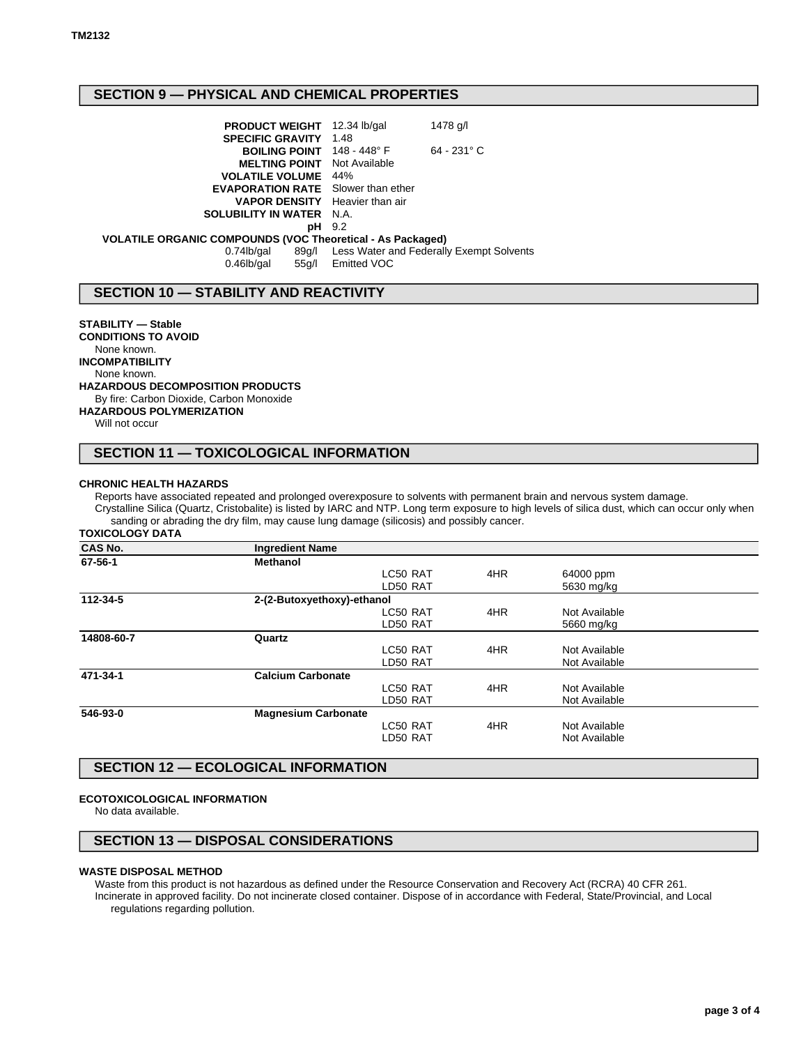## SECTION 9 — PHYSICAL AND CHEMICAL PROPERTIES

| | | |
|---|---|---|
| **PRODUCT WEIGHT** | 12.34 lb/gal | 1478 g/l |
| **SPECIFIC GRAVITY** | 1.48 | |
| **BOILING POINT** | 148 - 448° F | 64 - 231° C |
| **MELTING POINT** | Not Available | |
| **VOLATILE VOLUME** | 44% | |
| **EVAPORATION RATE** | Slower than ether | |
| **VAPOR DENSITY** | Heavier than air | |
| **SOLUBILITY IN WATER** | N.A. | |
| **pH** | 9.2 | |

**VOLATILE ORGANIC COMPOUNDS (VOC Theoretical - As Packaged)**

| | | |
|---|---|---|
| 0.74lb/gal | 89g/l | Less Water and Federally Exempt Solvents |
| 0.46lb/gal | 55g/l | Emitted VOC |

## SECTION 10 — STABILITY AND REACTIVITY

**STABILITY — Stable**

**CONDITIONS TO AVOID**

None known.

**INCOMPATIBILITY**

None known.

**HAZARDOUS DECOMPOSITION PRODUCTS**

By fire: Carbon Dioxide, Carbon Monoxide

**HAZARDOUS POLYMERIZATION**

Will not occur

## SECTION 11 — TOXICOLOGICAL INFORMATION

**CHRONIC HEALTH HAZARDS**

Reports have associated repeated and prolonged overexposure to solvents with permanent brain and nervous system damage.

Crystalline Silica (Quartz, Cristobalite) is listed by IARC and NTP. Long term exposure to high levels of silica dust, which can occur only when sanding or abrading the dry film, may cause lung damage (silicosis) and possibly cancer.

**TOXICOLOGY DATA**

| CAS No. | Ingredient Name | | | |
|---|---|---|---|---|
| **67-56-1** | **Methanol** | | | |
| | | LC50 RAT | 4HR | 64000 ppm |
| | | LD50 RAT | | 5630 mg/kg |
| **112-34-5** | **2-(2-Butoxyethoxy)-ethanol** | | | |
| | | LC50 RAT | 4HR | Not Available |
| | | LD50 RAT | | 5660 mg/kg |
| **14808-60-7** | **Quartz** | | | |
| | | LC50 RAT | 4HR | Not Available |
| | | LD50 RAT | | Not Available |
| **471-34-1** | **Calcium Carbonate** | | | |
| | | LC50 RAT | 4HR | Not Available |
| | | LD50 RAT | | Not Available |
| **546-93-0** | **Magnesium Carbonate** | | | |
| | | LC50 RAT | 4HR | Not Available |
| | | LD50 RAT | | Not Available |

## SECTION 12 — ECOLOGICAL INFORMATION

**ECOTOXICOLOGICAL INFORMATION**

No data available.

## SECTION 13 — DISPOSAL CONSIDERATIONS

**WASTE DISPOSAL METHOD**

Waste from this product is not hazardous as defined under the Resource Conservation and Recovery Act (RCRA) 40 CFR 261.

Incinerate in approved facility. Do not incinerate closed container. Dispose of in accordance with Federal, State/Provincial, and Local regulations regarding pollution.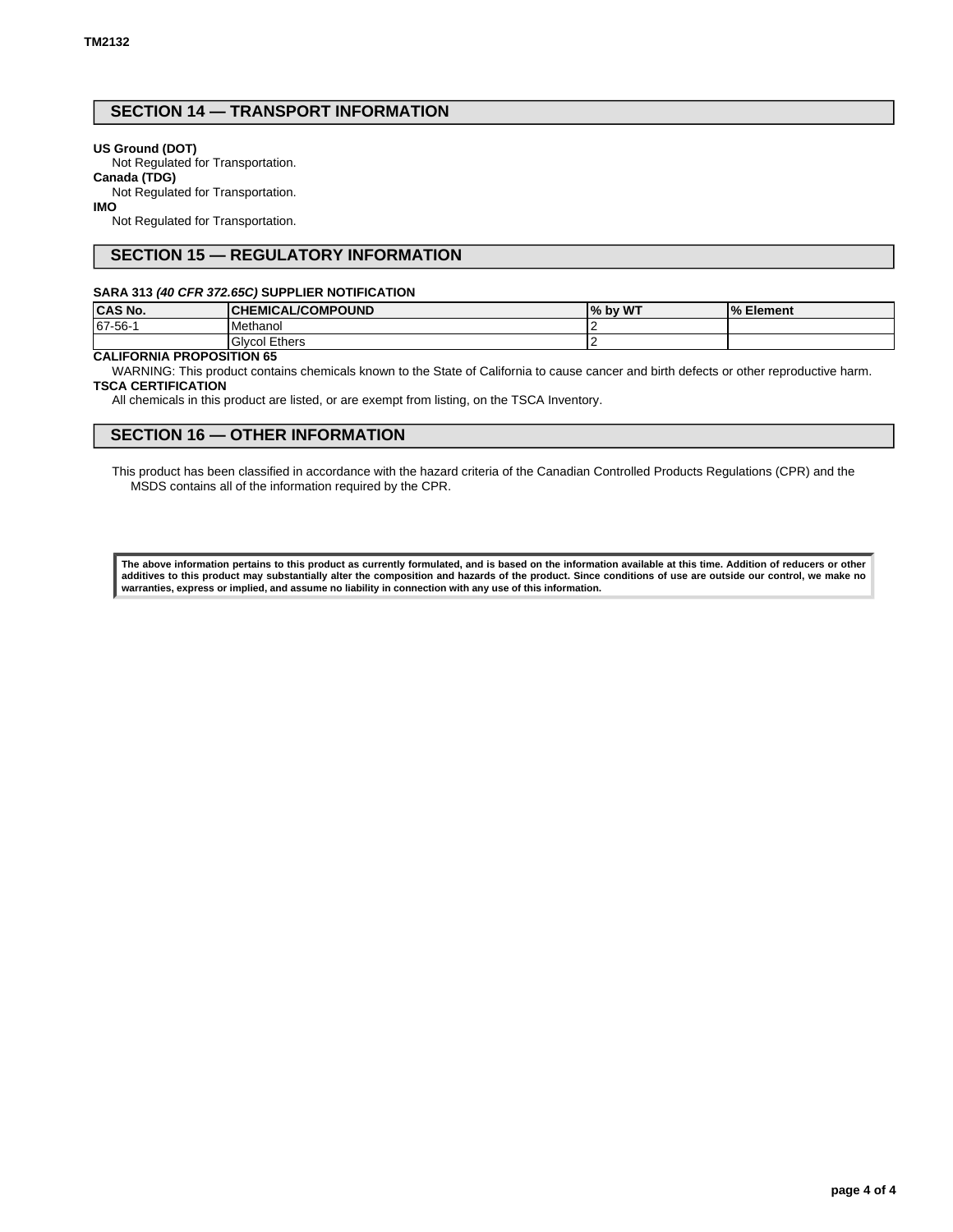## SECTION 14 — TRANSPORT INFORMATION

**US Ground (DOT)**
Not Regulated for Transportation.

**Canada (TDG)**
Not Regulated for Transportation.

**IMO**
Not Regulated for Transportation.

## SECTION 15 — REGULATORY INFORMATION

**SARA 313 *(40 CFR 372.65C)* SUPPLIER NOTIFICATION**

| CAS No. | CHEMICAL/COMPOUND | % by WT | % Element |
|---|---|---|---|
| 67-56-1 | Methanol | 2 | |
| | Glycol Ethers | 2 | |

**CALIFORNIA PROPOSITION 65**
WARNING: This product contains chemicals known to the State of California to cause cancer and birth defects or other reproductive harm.

**TSCA CERTIFICATION**
All chemicals in this product are listed, or are exempt from listing, on the TSCA Inventory.

## SECTION 16 — OTHER INFORMATION

This product has been classified in accordance with the hazard criteria of the Canadian Controlled Products Regulations (CPR) and the MSDS contains all of the information required by the CPR.

**The above information pertains to this product as currently formulated, and is based on the information available at this time. Addition of reducers or other additives to this product may substantially alter the composition and hazards of the product. Since conditions of use are outside our control, we make no warranties, express or implied, and assume no liability in connection with any use of this information.**